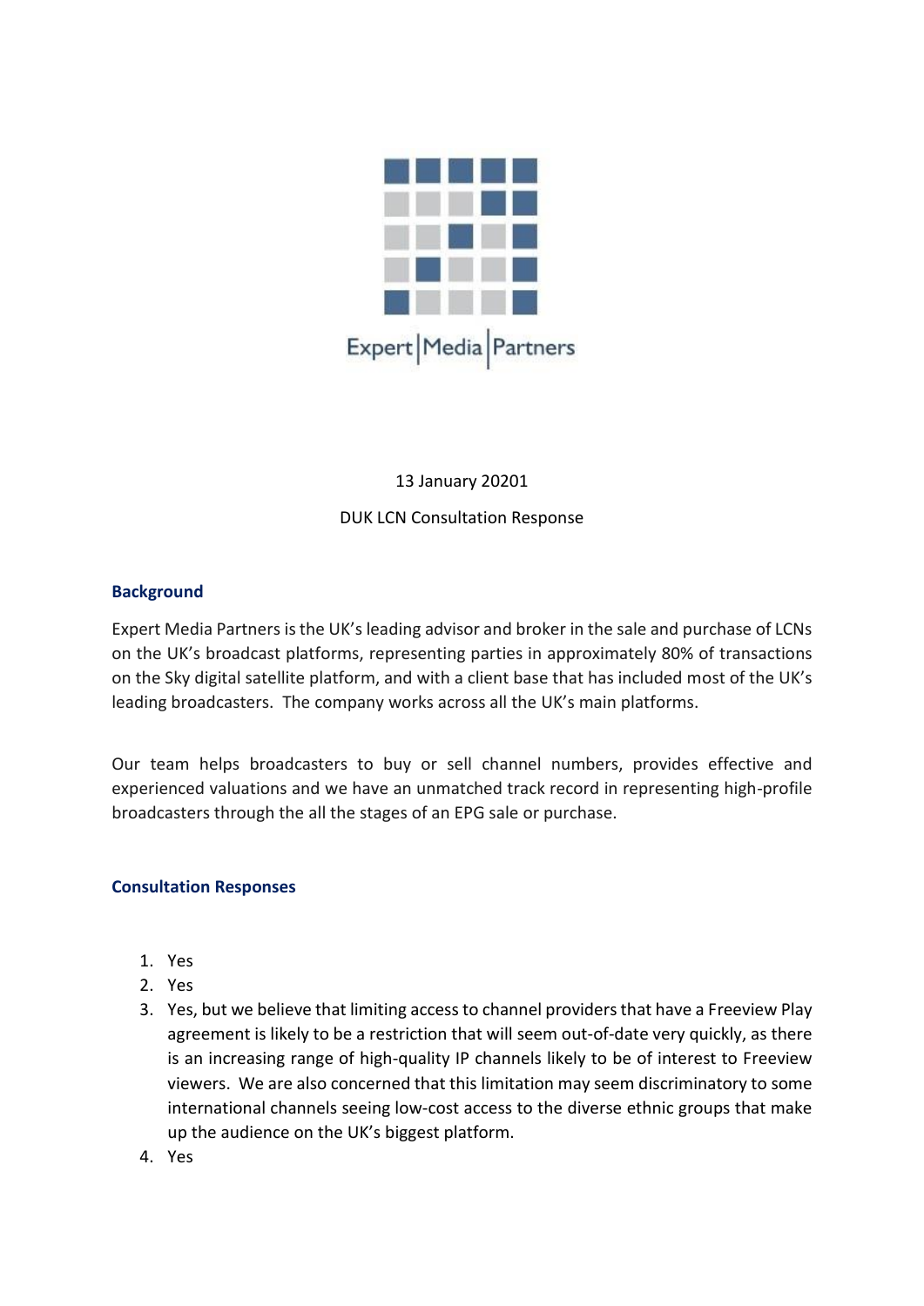Expert | Media | Partners

13 January 20201

DUK LCN Consultation Response

## Background

Expert Media Partners is the UK's leading advisor and broker in the sale and purchase of LCNs on the UK's broadcast platforms, representing parties in approximately 80% of transactions on the Sky digital satellite platform, and with a client base that has included most of the UK's leading broadcasters. The company works across all the UK's main platforms.

Our team helps broadcasters to buy or sell channel numbers, provides effective and experienced valuations and we have an unmatched track record in representing high-profile broadcasters through the all the stages of an EPG sale or purchase.

## Consultation Responses

1. Yes
2. Yes
3. Yes, but we believe that limiting access to channel providers that have a Freeview Play agreement is likely to be a restriction that will seem out-of-date very quickly, as there is an increasing range of high-quality IP channels likely to be of interest to Freeview viewers. We are also concerned that this limitation may seem discriminatory to some international channels seeing low-cost access to the diverse ethnic groups that make up the audience on the UK's biggest platform.
4. Yes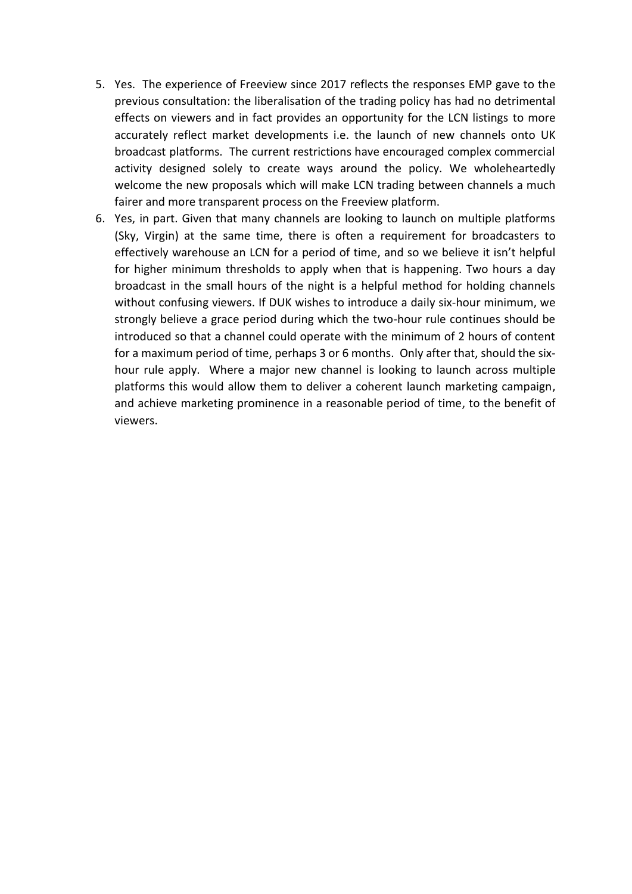5. Yes. The experience of Freeview since 2017 reflects the responses EMP gave to the previous consultation: the liberalisation of the trading policy has had no detrimental effects on viewers and in fact provides an opportunity for the LCN listings to more accurately reflect market developments i.e. the launch of new channels onto UK broadcast platforms. The current restrictions have encouraged complex commercial activity designed solely to create ways around the policy. We wholeheartedly welcome the new proposals which will make LCN trading between channels a much fairer and more transparent process on the Freeview platform.
6. Yes, in part. Given that many channels are looking to launch on multiple platforms (Sky, Virgin) at the same time, there is often a requirement for broadcasters to effectively warehouse an LCN for a period of time, and so we believe it isn't helpful for higher minimum thresholds to apply when that is happening. Two hours a day broadcast in the small hours of the night is a helpful method for holding channels without confusing viewers. If DUK wishes to introduce a daily six-hour minimum, we strongly believe a grace period during which the two-hour rule continues should be introduced so that a channel could operate with the minimum of 2 hours of content for a maximum period of time, perhaps 3 or 6 months. Only after that, should the six-hour rule apply. Where a major new channel is looking to launch across multiple platforms this would allow them to deliver a coherent launch marketing campaign, and achieve marketing prominence in a reasonable period of time, to the benefit of viewers.